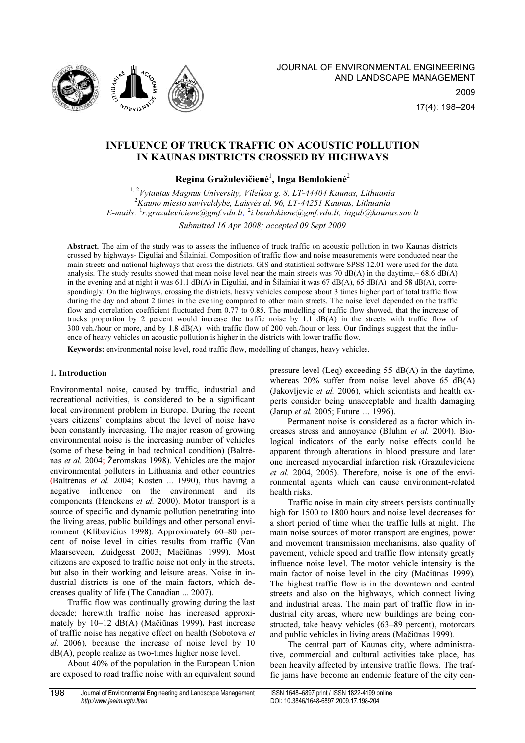# INFLUENCE OF TRUCK TRAFFIC ON ACOUSTIC POLLUTION IN KAUNAS DISTRICTS CROSSED BY HIGHWAYS

**Regina Gražulevičienė**[1], **Inga Bendokienė**[2]

[1, 2]*Vytautas Magnus University, Vileikos g. 8, LT-44404 Kaunas, Lithuania*
[2]*Kauno miesto savivaldybė, Laisvės al. 96, LT-44251 Kaunas, Lithuania*
*E-mails:* [1]*r.grazuleviciene@gmf.vdu.lt;* [2]*i.bendokiene@gmf.vdu.lt; ingab@kaunas.sav.lt*

*Submitted 16 Apr 2008; accepted 09 Sept 2009*

**Abstract.** The aim of the study was to assess the influence of truck traffic on acoustic pollution in two Kaunas districts crossed by highways- Eiguliai and Šilainiai. Composition of traffic flow and noise measurements were conducted near the main streets and national highways that cross the districts. GIS and statistical software SPSS 12.01 were used for the data analysis. The study results showed that mean noise level near the main streets was 70 dB(A) in the daytime,– 68.6 dB(A) in the evening and at night it was 61.1 dB(A) in Eiguliai, and in Šilainiai it was 67 dB(A), 65 dB(A) and 58 dB(A), correspondingly. On the highways, crossing the districts, heavy vehicles compose about 3 times higher part of total traffic flow during the day and about 2 times in the evening compared to other main streets. The noise level depended on the traffic flow and correlation coefficient fluctuated from 0.77 to 0.85. The modelling of traffic flow showed, that the increase of trucks proportion by 2 percent would increase the traffic noise by 1.1 dB(A) in the streets with traffic flow of 300 veh./hour or more, and by 1.8 dB(A) with traffic flow of 200 veh./hour or less. Our findings suggest that the influence of heavy vehicles on acoustic pollution is higher in the districts with lower traffic flow.

**Keywords:** environmental noise level, road traffic flow, modelling of changes, heavy vehicles.

## 1. Introduction

Environmental noise, caused by traffic, industrial and recreational activities, is considered to be a significant local environment problem in Europe. During the recent years citizens' complains about the level of noise have been constantly increasing. The major reason of growing environmental noise is the increasing number of vehicles (some of these being in bad technical condition) (Baltrėnas *et al.* 2004; Žeromskas 1998). Vehicles are the major environmental polluters in Lithuania and other countries (Baltrėnas *et al.* 2004; Kosten ... 1990), thus having a negative influence on the environment and its components (Henckens *et al.* 2000). Motor transport is a source of specific and dynamic pollution penetrating into the living areas, public buildings and other personal environment (Klibavičius 1998). Approximately 60–80 percent of noise level in cities results from traffic (Van Maarseveen, Zuidgesst 2003; Mačiūnas 1999). Most citizens are exposed to traffic noise not only in the streets, but also in their working and leisure areas. Noise in industrial districts is one of the main factors, which decreases quality of life (The Canadian ... 2007).

Traffic flow was continually growing during the last decade; herewith traffic noise has increased approximately by 10–12 dB(A) (Mačiūnas 1999**).** Fast increase of traffic noise has negative effect on health (Sobotova *et al.* 2006), because the increase of noise level by 10 dB(A), people realize as two-times higher noise level.

About 40% of the population in the European Union are exposed to road traffic noise with an equivalent sound pressure level (Leq) exceeding 55 dB(A) in the daytime, whereas 20% suffer from noise level above 65 dB(A) (Jakovljevic *et al.* 2006), which scientists and health experts consider being unacceptable and health damaging (Jarup *et al.* 2005; Future … 1996).

Permanent noise is considered as a factor which increases stress and annoyance (Bluhm *et al.* 2004). Biological indicators of the early noise effects could be apparent through alterations in blood pressure and later one increased myocardial infarction risk (Grazuleviciene *et al.* 2004, 2005). Therefore, noise is one of the environmental agents which can cause environment-related health risks.

Traffic noise in main city streets persists continually high for 1500 to 1800 hours and noise level decreases for a short period of time when the traffic lulls at night. The main noise sources of motor transport are engines, power and movement transmission mechanisms, also quality of pavement, vehicle speed and traffic flow intensity greatly influence noise level. The motor vehicle intensity is the main factor of noise level in the city (Mačiūnas 1999). The highest traffic flow is in the downtown and central streets and also on the highways, which connect living and industrial areas. The main part of traffic flow in industrial city areas, where new buildings are being constructed, take heavy vehicles (63–89 percent), motorcars and public vehicles in living areas (Mačiūnas 1999).

The central part of Kaunas city, where administrative, commercial and cultural activities take place, has been heavily affected by intensive traffic flows. The traffic jams have become an endemic feature of the city cen-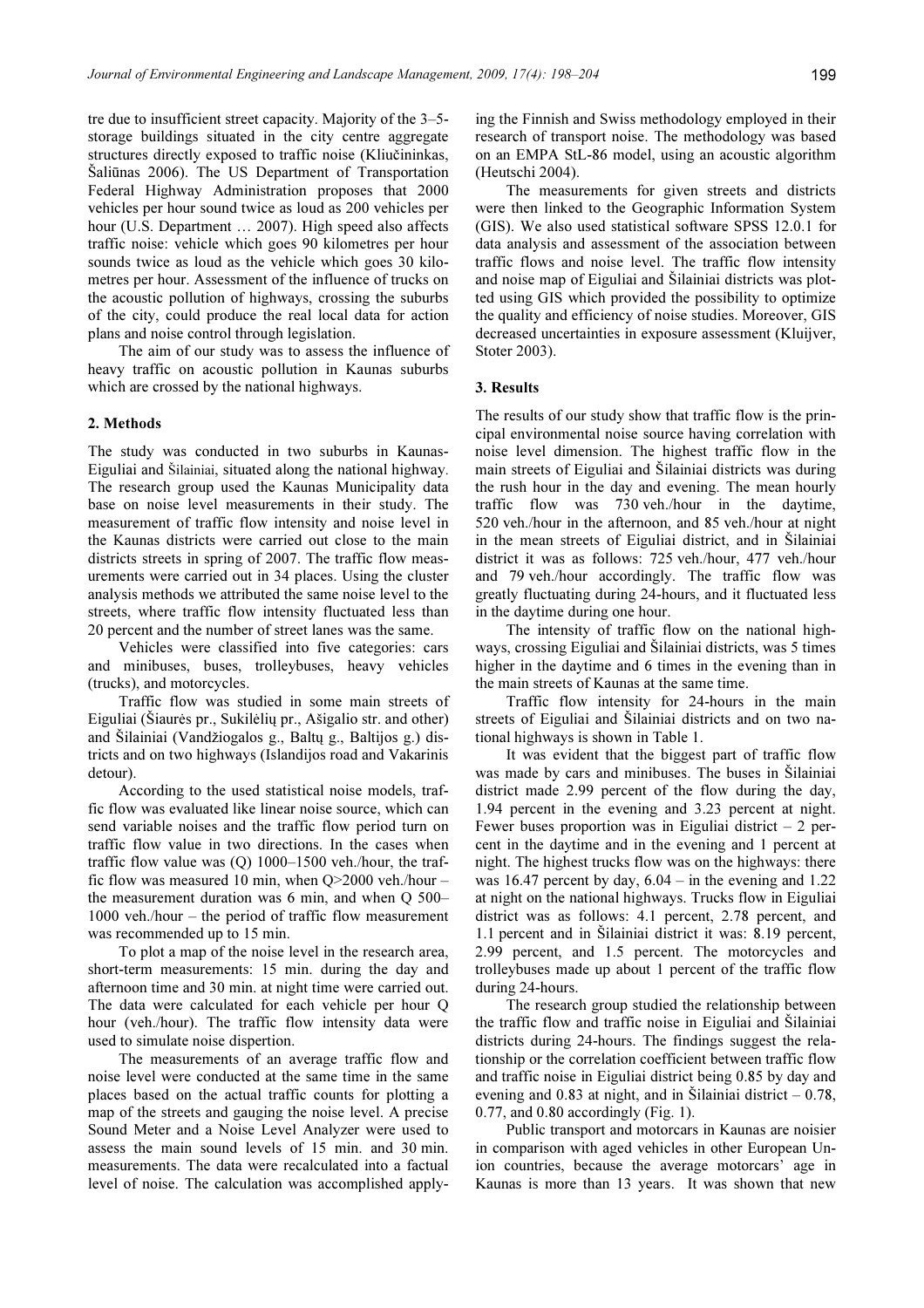tre due to insufficient street capacity. Majority of the 3–5-storage buildings situated in the city centre aggregate structures directly exposed to traffic noise (Kliučininkas, Šaliūnas 2006). The US Department of Transportation Federal Highway Administration proposes that 2000 vehicles per hour sound twice as loud as 200 vehicles per hour (U.S. Department … 2007). High speed also affects traffic noise: vehicle which goes 90 kilometres per hour sounds twice as loud as the vehicle which goes 30 kilometres per hour. Assessment of the influence of trucks on the acoustic pollution of highways, crossing the suburbs of the city, could produce the real local data for action plans and noise control through legislation.

The aim of our study was to assess the influence of heavy traffic on acoustic pollution in Kaunas suburbs which are crossed by the national highways.

## 2. Methods

The study was conducted in two suburbs in Kaunas-Eiguliai and Šilainiai, situated along the national highway. The research group used the Kaunas Municipality data base on noise level measurements in their study. The measurement of traffic flow intensity and noise level in the Kaunas districts were carried out close to the main districts streets in spring of 2007. The traffic flow measurements were carried out in 34 places. Using the cluster analysis methods we attributed the same noise level to the streets, where traffic flow intensity fluctuated less than 20 percent and the number of street lanes was the same.

Vehicles were classified into five categories: cars and minibuses, buses, trolleybuses, heavy vehicles (trucks), and motorcycles.

Traffic flow was studied in some main streets of Eiguliai (Šiaurės pr., Sukilėlių pr., Ašigalio str. and other) and Šilainiai (Vandžiogalos g., Baltų g., Baltijos g.) districts and on two highways (Islandijos road and Vakarinis detour).

According to the used statistical noise models, traffic flow was evaluated like linear noise source, which can send variable noises and the traffic flow period turn on traffic flow value in two directions. In the cases when traffic flow value was (Q) 1000–1500 veh./hour, the traffic flow was measured 10 min, when Q>2000 veh./hour – the measurement duration was 6 min, and when Q 500–1000 veh./hour – the period of traffic flow measurement was recommended up to 15 min.

To plot a map of the noise level in the research area, short-term measurements: 15 min. during the day and afternoon time and 30 min. at night time were carried out. The data were calculated for each vehicle per hour Q hour (veh./hour). The traffic flow intensity data were used to simulate noise dispertion.

The measurements of an average traffic flow and noise level were conducted at the same time in the same places based on the actual traffic counts for plotting a map of the streets and gauging the noise level. A precise Sound Meter and a Noise Level Analyzer were used to assess the main sound levels of 15 min. and 30 min. measurements. The data were recalculated into a factual level of noise. The calculation was accomplished applying the Finnish and Swiss methodology employed in their research of transport noise. The methodology was based on an EMPA StL-86 model, using an acoustic algorithm (Heutschi 2004).

The measurements for given streets and districts were then linked to the Geographic Information System (GIS). We also used statistical software SPSS 12.0.1 for data analysis and assessment of the association between traffic flows and noise level. The traffic flow intensity and noise map of Eiguliai and Šilainiai districts was plotted using GIS which provided the possibility to optimize the quality and efficiency of noise studies. Moreover, GIS decreased uncertainties in exposure assessment (Kluijver, Stoter 2003).

## 3. Results

The results of our study show that traffic flow is the principal environmental noise source having correlation with noise level dimension. The highest traffic flow in the main streets of Eiguliai and Šilainiai districts was during the rush hour in the day and evening. The mean hourly traffic flow was 730 veh./hour in the daytime, 520 veh./hour in the afternoon, and 85 veh./hour at night in the mean streets of Eiguliai district, and in Šilainiai district it was as follows: 725 veh./hour, 477 veh./hour and 79 veh./hour accordingly. The traffic flow was greatly fluctuating during 24-hours, and it fluctuated less in the daytime during one hour.

The intensity of traffic flow on the national highways, crossing Eiguliai and Šilainiai districts, was 5 times higher in the daytime and 6 times in the evening than in the main streets of Kaunas at the same time.

Traffic flow intensity for 24-hours in the main streets of Eiguliai and Šilainiai districts and on two national highways is shown in Table 1.

It was evident that the biggest part of traffic flow was made by cars and minibuses. The buses in Šilainiai district made 2.99 percent of the flow during the day, 1.94 percent in the evening and 3.23 percent at night. Fewer buses proportion was in Eiguliai district – 2 percent in the daytime and in the evening and 1 percent at night. The highest trucks flow was on the highways: there was 16.47 percent by day, 6.04 – in the evening and 1.22 at night on the national highways. Trucks flow in Eiguliai district was as follows: 4.1 percent, 2.78 percent, and 1.1 percent and in Šilainiai district it was: 8.19 percent, 2.99 percent, and 1.5 percent. The motorcycles and trolleybuses made up about 1 percent of the traffic flow during 24-hours.

The research group studied the relationship between the traffic flow and traffic noise in Eiguliai and Šilainiai districts during 24-hours. The findings suggest the relationship or the correlation coefficient between traffic flow and traffic noise in Eiguliai district being 0.85 by day and evening and 0.83 at night, and in Šilainiai district – 0.78, 0.77, and 0.80 accordingly (Fig. 1).

Public transport and motorcars in Kaunas are noisier in comparison with aged vehicles in other European Union countries, because the average motorcars' age in Kaunas is more than 13 years. It was shown that new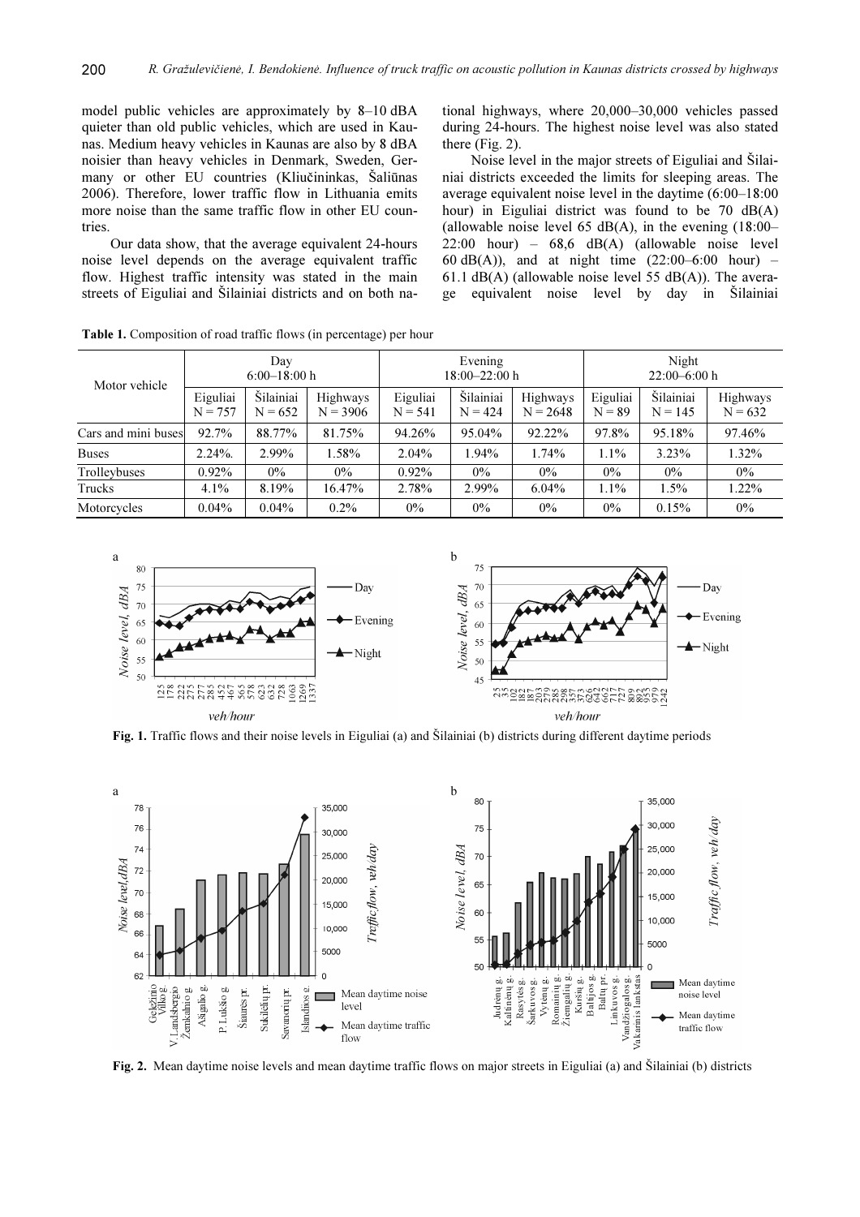model public vehicles are approximately by 8–10 dBA quieter than old public vehicles, which are used in Kaunas. Medium heavy vehicles in Kaunas are also by 8 dBA noisier than heavy vehicles in Denmark, Sweden, Germany or other EU countries (Kliučininkas, Šaliūnas 2006). Therefore, lower traffic flow in Lithuania emits more noise than the same traffic flow in other EU countries.

Our data show, that the average equivalent 24-hours noise level depends on the average equivalent traffic flow. Highest traffic intensity was stated in the main streets of Eiguliai and Šilainiai districts and on both national highways, where 20,000–30,000 vehicles passed during 24-hours. The highest noise level was also stated there (Fig. 2).

Noise level in the major streets of Eiguliai and Šilainiai districts exceeded the limits for sleeping areas. The average equivalent noise level in the daytime (6:00–18:00 hour) in Eiguliai district was found to be 70 dB(A) (allowable noise level 65 dB(A), in the evening (18:00–22:00 hour) – 68,6 dB(A) (allowable noise level 60 dB(A)), and at night time (22:00–6:00 hour) – 61.1 dB(A) (allowable noise level 55 dB(A)). The average equivalent noise level by day in Šilainiai

**Table 1.** Composition of road traffic flows (in percentage) per hour

| Motor vehicle | Day 6:00–18:00 h | | | Evening 18:00–22:00 h | | | Night 22:00–6:00 h | | |
|---|---|---|---|---|---|---|---|---|---|
| | Eiguliai N = 757 | Šilainiai N = 652 | Highways N = 3906 | Eiguliai N = 541 | Šilainiai N = 424 | Highways N = 2648 | Eiguliai N = 89 | Šilainiai N = 145 | Highways N = 632 |
| Cars and mini buses | 92.7% | 88.77% | 81.75% | 94.26% | 95.04% | 92.22% | 97.8% | 95.18% | 97.46% |
| Buses | 2.24%. | 2.99% | 1.58% | 2.04% | 1.94% | 1.74% | 1.1% | 3.23% | 1.32% |
| Trolleybuses | 0.92% | 0% | 0% | 0.92% | 0% | 0% | 0% | 0% | 0% |
| Trucks | 4.1% | 8.19% | 16.47% | 2.78% | 2.99% | 6.04% | 1.1% | 1.5% | 1.22% |
| Motorcycles | 0.04% | 0.04% | 0.2% | 0% | 0% | 0% | 0% | 0.15% | 0% |

**Fig. 1.** Traffic flows and their noise levels in Eiguliai (a) and Šilainiai (b) districts during different daytime periods

**Fig. 2.** Mean daytime noise levels and mean daytime traffic flows on major streets in Eiguliai (a) and Šilainiai (b) districts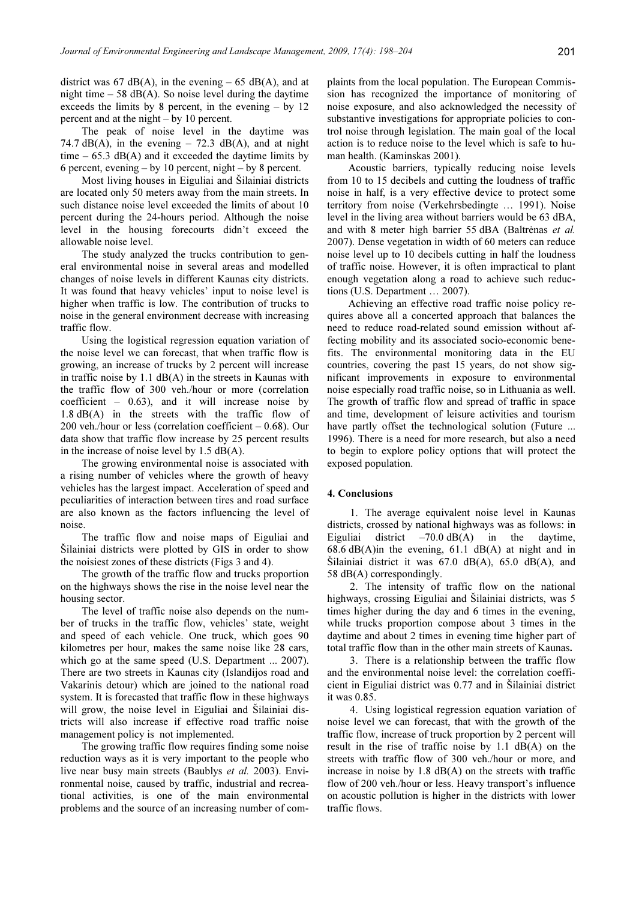district was 67 dB(A), in the evening – 65 dB(A), and at night time – 58 dB(A). So noise level during the daytime exceeds the limits by 8 percent, in the evening – by 12 percent and at the night – by 10 percent.

The peak of noise level in the daytime was 74.7 dB(A), in the evening – 72.3 dB(A), and at night time – 65.3 dB(A) and it exceeded the daytime limits by 6 percent, evening – by 10 percent, night – by 8 percent.

Most living houses in Eiguliai and Šilainiai districts are located only 50 meters away from the main streets. In such distance noise level exceeded the limits of about 10 percent during the 24-hours period. Although the noise level in the housing forecourts didn't exceed the allowable noise level.

The study analyzed the trucks contribution to general environmental noise in several areas and modelled changes of noise levels in different Kaunas city districts. It was found that heavy vehicles' input to noise level is higher when traffic is low. The contribution of trucks to noise in the general environment decrease with increasing traffic flow.

Using the logistical regression equation variation of the noise level we can forecast, that when traffic flow is growing, an increase of trucks by 2 percent will increase in traffic noise by 1.1 dB(A) in the streets in Kaunas with the traffic flow of 300 veh./hour or more (correlation coefficient – 0.63), and it will increase noise by 1.8 dB(A) in the streets with the traffic flow of 200 veh./hour or less (correlation coefficient – 0.68). Our data show that traffic flow increase by 25 percent results in the increase of noise level by 1.5 dB(A).

The growing environmental noise is associated with a rising number of vehicles where the growth of heavy vehicles has the largest impact. Acceleration of speed and peculiarities of interaction between tires and road surface are also known as the factors influencing the level of noise.

The traffic flow and noise maps of Eiguliai and Šilainiai districts were plotted by GIS in order to show the noisiest zones of these districts (Figs 3 and 4).

The growth of the traffic flow and trucks proportion on the highways shows the rise in the noise level near the housing sector.

The level of traffic noise also depends on the number of trucks in the traffic flow, vehicles' state, weight and speed of each vehicle. One truck, which goes 90 kilometres per hour, makes the same noise like 28 cars, which go at the same speed (U.S. Department ... 2007). There are two streets in Kaunas city (Islandijos road and Vakarinis detour) which are joined to the national road system. It is forecasted that traffic flow in these highways will grow, the noise level in Eiguliai and Šilainiai districts will also increase if effective road traffic noise management policy is not implemented.

The growing traffic flow requires finding some noise reduction ways as it is very important to the people who live near busy main streets (Baublys *et al.* 2003). Environmental noise, caused by traffic, industrial and recreational activities, is one of the main environmental problems and the source of an increasing number of complaints from the local population. The European Commission has recognized the importance of monitoring of noise exposure, and also acknowledged the necessity of substantive investigations for appropriate policies to control noise through legislation. The main goal of the local action is to reduce noise to the level which is safe to human health. (Kaminskas 2001).

Acoustic barriers, typically reducing noise levels from 10 to 15 decibels and cutting the loudness of traffic noise in half, is a very effective device to protect some territory from noise (Verkehrsbedingte … 1991). Noise level in the living area without barriers would be 63 dBA, and with 8 meter high barrier 55 dBA (Baltrėnas *et al.* 2007). Dense vegetation in width of 60 meters can reduce noise level up to 10 decibels cutting in half the loudness of traffic noise. However, it is often impractical to plant enough vegetation along a road to achieve such reductions (U.S. Department … 2007).

Achieving an effective road traffic noise policy requires above all a concerted approach that balances the need to reduce road-related sound emission without affecting mobility and its associated socio-economic benefits. The environmental monitoring data in the EU countries, covering the past 15 years, do not show significant improvements in exposure to environmental noise especially road traffic noise, so in Lithuania as well. The growth of traffic flow and spread of traffic in space and time, development of leisure activities and tourism have partly offset the technological solution (Future ... 1996). There is a need for more research, but also a need to begin to explore policy options that will protect the exposed population.

## 4. Conclusions

1. The average equivalent noise level in Kaunas districts, crossed by national highways was as follows: in Eiguliai district –70.0 dB(A) in the daytime, 68.6 dB(A)in the evening, 61.1 dB(A) at night and in Šilainiai district it was 67.0 dB(A), 65.0 dB(A), and 58 dB(A) correspondingly.

2. The intensity of traffic flow on the national highways, crossing Eiguliai and Šilainiai districts, was 5 times higher during the day and 6 times in the evening, while trucks proportion compose about 3 times in the daytime and about 2 times in evening time higher part of total traffic flow than in the other main streets of Kaunas**.**

3. There is a relationship between the traffic flow and the environmental noise level: the correlation coefficient in Eiguliai district was 0.77 and in Šilainiai district it was 0.85.

4. Using logistical regression equation variation of noise level we can forecast, that with the growth of the traffic flow, increase of truck proportion by 2 percent will result in the rise of traffic noise by 1.1 dB(A) on the streets with traffic flow of 300 veh./hour or more, and increase in noise by 1.8 dB(A) on the streets with traffic flow of 200 veh./hour or less. Heavy transport's influence on acoustic pollution is higher in the districts with lower traffic flows.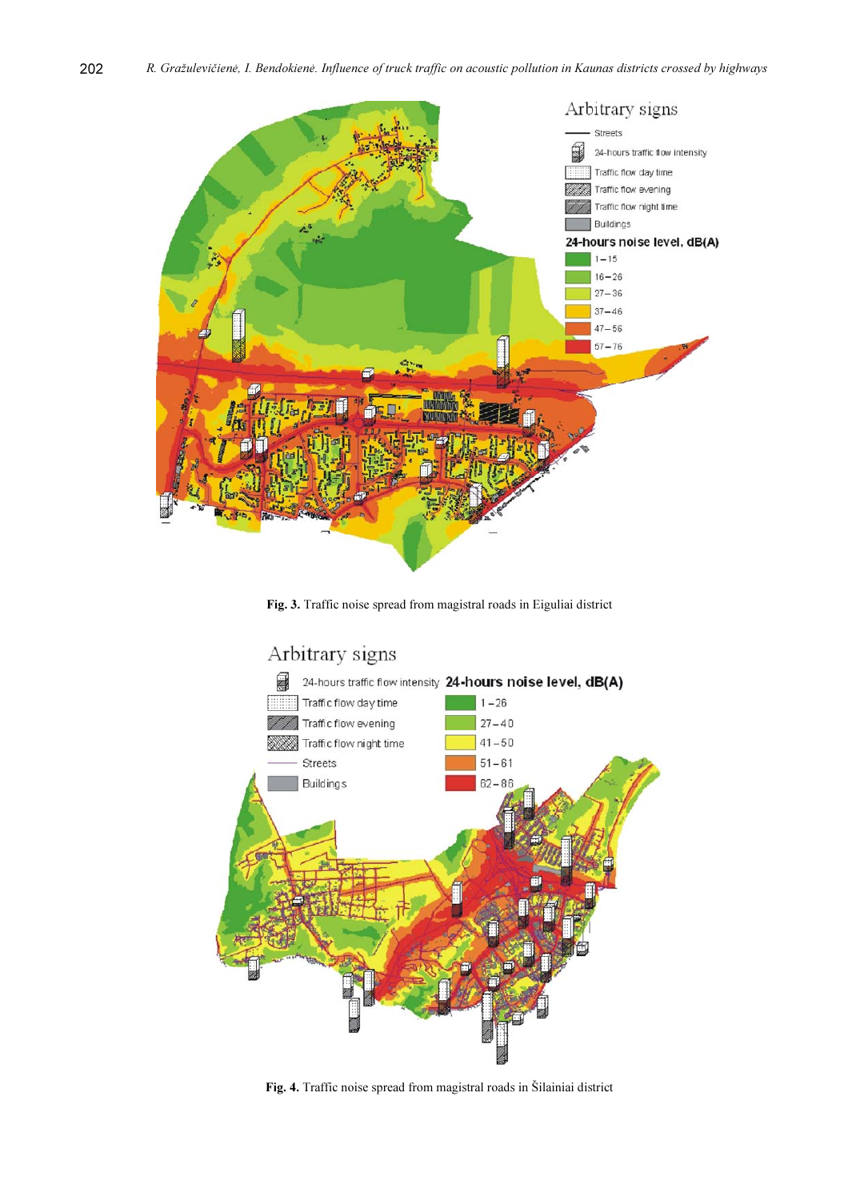Fig. 3. Traffic noise spread from magistral roads in Eiguliai district

Fig. 4. Traffic noise spread from magistral roads in Šilainiai district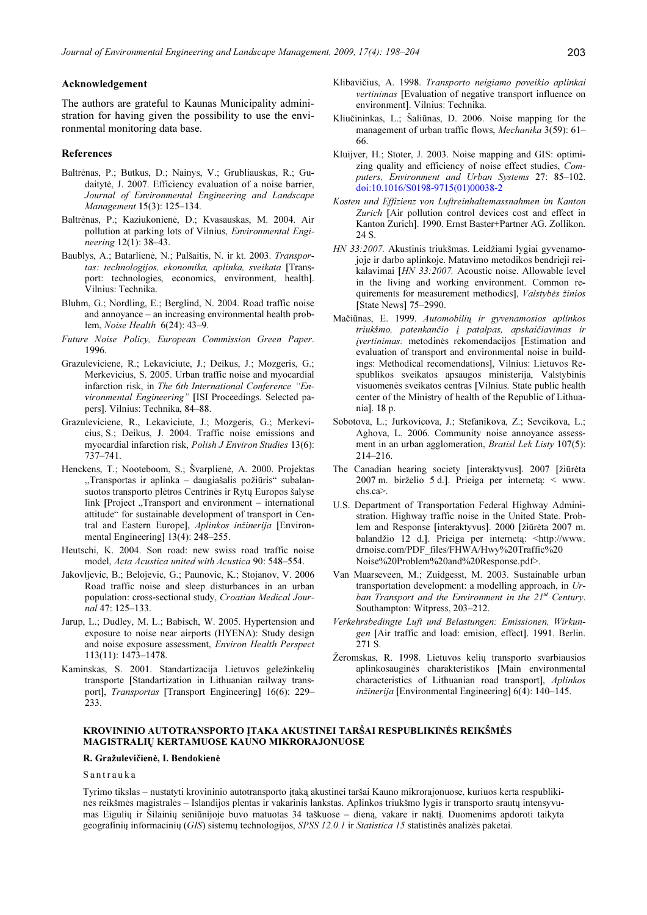### Acknowledgement

The authors are grateful to Kaunas Municipality administration for having given the possibility to use the environmental monitoring data base.

### References

Baltrėnas, P.; Butkus, D.; Nainys, V.; Grubliauskas, R.; Gudaitytė, J. 2007. Efficiency evaluation of a noise barrier, *Journal of Environmental Engineering and Landscape Management* 15(3): 125–134.

Baltrėnas, P.; Kaziukonienė, D.; Kvasauskas, M. 2004. Air pollution at parking lots of Vilnius, *Environmental Engineering* 12(1): 38–43.

Baublys, A.; Batarlienė, N.; Palšaitis, N. ir kt. 2003. *Transportas: technologijos, ekonomika, aplinka, sveikata* [Transport: technologies, economics, environment, health]. Vilnius: Technika.

Bluhm, G.; Nordling, E.; Berglind, N. 2004. Road traffic noise and annoyance – an increasing environmental health problem, *Noise Health* 6(24): 43–9.

*Future Noise Policy, European Commission Green Paper*. 1996.

Grazuleviciene, R.; Lekaviciute, J.; Deikus, J.; Mozgeris, G.; Merkevicius, S. 2005. Urban traffic noise and myocardial infarction risk, in *The 6th International Conference "Environmental Engineering"* [ISI Proceedings. Selected papers]. Vilnius: Technika, 84–88.

Grazuleviciene, R., Lekaviciute, J.; Mozgeris, G.; Merkevicius, S.; Deikus, J. 2004. Traffic noise emissions and myocardial infarction risk, *Polish J Environ Studies* 13(6): 737–741.

Henckens, T.; Nooteboom, S.; Švarplienė, A. 2000. Projektas „Transportas ir aplinka – daugiašalis požiūris" subalansuotos transporto plėtros Centrinės ir Rytų Europos šalyse link [Project „Transport and environment – international attitude" for sustainable development of transport in Central and Eastern Europe], *Aplinkos inžinerija* [Environmental Engineering] 13(4): 248–255.

Heutschi, K. 2004. Son road: new swiss road traffic noise model, *Acta Acustica united with Acustica* 90: 548–554.

Jakovljevic, B.; Belojevic, G.; Paunovic, K.; Stojanov, V. 2006 Road traffic noise and sleep disturbances in an urban population: cross-sectional study, *Croatian Medical Journal* 47: 125–133.

Jarup, L.; Dudley, M. L.; Babisch, W. 2005. Hypertension and exposure to noise near airports (HYENA): Study design and noise exposure assessment, *Environ Health Perspect* 113(11): 1473–1478.

Kaminskas, S. 2001. Standartizacija Lietuvos geležinkelių transporte [Standartization in Lithuanian railway transport], *Transportas* [Transport Engineering] 16(6): 229–233.

Klibavičius, A. 1998. *Transporto neigiamo poveikio aplinkai vertinimas* [Evaluation of negative transport influence on environment]. Vilnius: Technika.

Kliučininkas, L.; Šaliūnas, D. 2006. Noise mapping for the management of urban traffic flows, *Mechanika* 3(59): 61–66.

Kluijver, H.; Stoter, J. 2003. Noise mapping and GIS: optimizing quality and efficiency of noise effect studies, *Computers, Environment and Urban Systems* 27: 85–102. doi:10.1016/S0198-9715(01)00038-2

*Kosten und Effizienz von Luftreinhaltemassnahmen im Kanton Zurich* [Air pollution control devices cost and effect in Kanton Zurich]. 1990. Ernst Baster+Partner AG. Zollikon. 24 S.

*HN 33:2007.* Akustinis triukšmas. Leidžiami lygiai gyvenamojoje ir darbo aplinkoje. Matavimo metodikos bendrieji reikalavimai [*HN 33:2007.* Acoustic noise. Allowable level in the living and working environment. Common requirements for measurement methodics], *Valstybės žinios* [State News] 75–2990.

Mačiūnas, E. 1999. *Automobilių ir gyvenamosios aplinkos triukšmo, patenkančio į patalpas, apskaičiavimas ir įvertinimas:* metodinės rekomendacijos [Estimation and evaluation of transport and environmental noise in buildings: Methodical recomendations], Vilnius: Lietuvos Respublikos sveikatos apsaugos ministerija, Valstybinis visuomenės sveikatos centras [Vilnius. State public health center of the Ministry of health of the Republic of Lithuania]. 18 p.

Sobotova, L.; Jurkovicova, J.; Stefanikova, Z.; Sevcikova, L.; Aghova, L. 2006. Community noise annoyance assessment in an urban agglomeration, *Bratisl Lek Listy* 107(5): 214–216.

The Canadian hearing society [interaktyvus]. 2007 [žiūrėta 2007 m. birželio 5 d.]. Prieiga per internetą: < www.chs.ca>.

U.S. Department of Transportation Federal Highway Administration. Highway traffic noise in the United State. Problem and Response [interaktyvus]. 2000 [žiūrėta 2007 m. balandžio 12 d.]. Prieiga per internetą: <http://www.drnoise.com/PDF_files/FHWA/Hwy%20Traffic%20Noise%20Problem%20and%20Response.pdf>.

Van Maarseveen, M.; Zuidgesst, M. 2003. Sustainable urban transportation development: a modelling approach, in *Urban Transport and the Environment in the 21st Century*. Southampton: Witpress, 203–212.

*Verkehrsbedingte Luft und Belastungen: Emissionen, Wirkungen* [Air traffic and load: emision, effect]. 1991. Berlin. 271 S.

Žeromskas, R. 1998. Lietuvos kelių transporto svarbiausios aplinkosauginės charakteristikos [Main environmental characteristics of Lithuanian road transport], *Aplinkos inžinerija* [Environmental Engineering] 6(4): 140–145.

## KROVININIO AUTOTRANSPORTO ĮTAKA AKUSTINEI TARŠAI RESPUBLIKINĖS REIKŠMĖS MAGISTRALIŲ KERTAMUOSE KAUNO MIKRORAJONUOSE

**R. Gražulevičienė, I. Bendokienė**

Santrauka

Tyrimo tikslas – nustatyti krovininio autotransporto įtaką akustinei taršai Kauno mikrorajonuose, kuriuos kerta respublikinės reikšmės magistralės – Islandijos plentas ir vakarinis lankstas. Aplinkos triukšmo lygis ir transporto srautų intensyvumas Eigulių ir Šilainių seniūnijoje buvo matuotas 34 taškuose – dieną, vakare ir naktį. Duomenims apdoroti taikyta geografinių informacinių (*GIS*) sistemų technologijos, *SPSS 12.0.1* ir *Statistica 15* statistinės analizės paketai.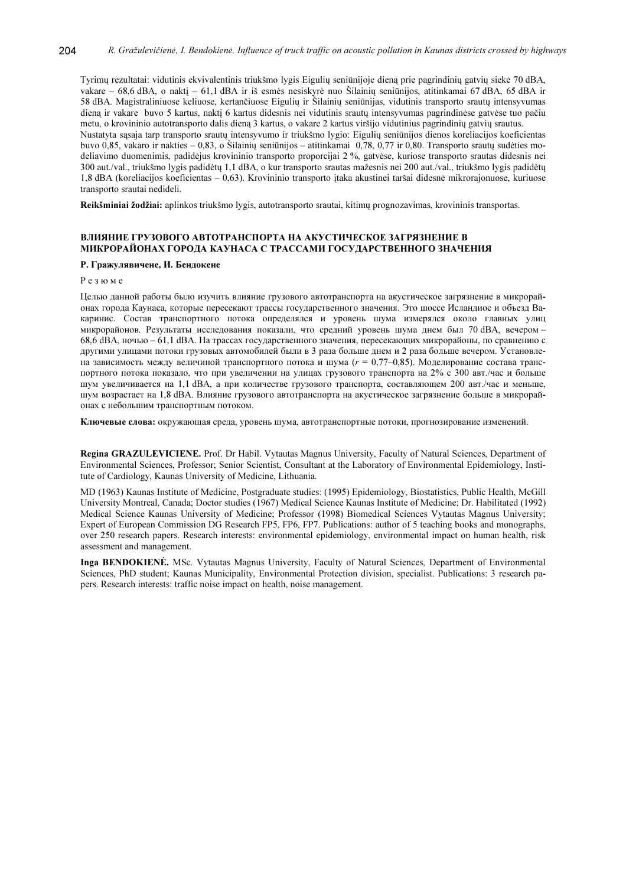Tyrimų rezultatai: vidutinis ekvivalentinis triukšmo lygis Eigulių seniūnijoje dieną prie pagrindinių gatvių siekė 70 dBA, vakare – 68,6 dBA, o naktį – 61,1 dBA ir iš esmės nesiskyrė nuo Šilainių seniūnijos, atitinkamai 67 dBA, 65 dBA ir 58 dBA. Magistraliniuose keliuose, kertančiuose Eigulių ir Šilainių seniūnijas, vidutinis transporto srautų intensyvumas dieną ir vakare buvo 5 kartus, naktį 6 kartus didesnis nei vidutinis srautų intensyvumas pagrindinėse gatvėse tuo pačiu metu, o krovininio autotransporto dalis dieną 3 kartus, o vakare 2 kartus viršijo vidutinius pagrindinių gatvių srautus.

Nustatyta sąsaja tarp transporto srautų intensyvumo ir triukšmo lygio: Eigulių seniūnijos dienos koreliacijos koeficientas buvo 0,85, vakaro ir nakties – 0,83, o Šilainių seniūnijos – atitinkamai 0,78, 0,77 ir 0,80. Transporto srautų sudėties modeliavimo duomenimis, padidėjus krovininio transporto proporcijai 2 %, gatvėse, kuriose transporto srautas didesnis nei 300 aut./val., triukšmo lygis padidėtų 1,1 dBA, o kur transporto srautas mažesnis nei 200 aut./val., triukšmo lygis padidėtų 1,8 dBA (koreliacijos koeficientas – 0,63). Krovininio transporto įtaka akustinei taršai didesnė mikrorajonuose, kuriose transporto srautai nedideli.

**Reikšminiai žodžiai:** aplinkos triukšmo lygis, autotransporto srautai, kitimų prognozavimas, krovininis transportas.

## ВЛИЯНИЕ ГРУЗОВОГО АВТОТРАНСПОРТА НА АКУСТИЧЕСКОЕ ЗАГРЯЗНЕНИЕ В МИКРОРАЙОНАХ ГОРОДА КАУНАСА С ТРАССАМИ ГОСУДАРСТВЕННОГО ЗНАЧЕНИЯ

**Р. Гражулявичене, И. Бендокене**

Резюме

Целью данной работы было изучить влияние грузового автотранспорта на акустическое загрязнение в микрорайонах города Каунаса, которые пересекают трассы государственного значения. Это шоссе Исландиос и объезд Вакаринис. Состав транспортного потока определялся и уровень шума измерялся около главных улиц микрорайонов. Результаты исследования показали, что средний уровень шума днем был 70 dBA, вечером – 68,6 dBA, ночью – 61,1 dBA. На трассах государственного значения, пересекающих микрорайоны, по сравнению с другими улицами потоки грузовых автомобилей были в 3 раза больше днем и 2 раза больше вечером. Установлена зависимость между величиной транспортного потока и шума ($r$ = 0,77–0,85). Моделирование состава транспортного потока показало, что при увеличении на улицах грузового транспорта на 2% с 300 авт./час и больше шум увеличивается на 1,1 dBA, а при количестве грузового транспорта, составляющем 200 авт./час и меньше, шум возрастает на 1,8 dBA. Влияние грузового автотранспорта на акустическое загрязнение больше в микрорайонах с небольшим транспортным потоком.

**Ключевые слова:** окружающая среда, уровень шума, автотранспортные потоки, прогнозирование изменений.

**Regina GRAZULEVICIENE.** Prof. Dr Habil. Vytautas Magnus University, Faculty of Natural Sciences, Department of Environmental Sciences, Professor; Senior Scientist, Consultant at the Laboratory of Environmental Epidemiology, Institute of Cardiology, Kaunas University of Medicine, Lithuania.

MD (1963) Kaunas Institute of Medicine, Postgraduate studies: (1995) Epidemiology, Biostatistics, Public Health, McGill University Montreal, Canada; Doctor studies (1967) Medical Science Kaunas Institute of Medicine; Dr. Habilitated (1992) Medical Science Kaunas University of Medicine; Professor (1998) Biomedical Sciences Vytautas Magnus University; Expert of European Commission DG Research FP5, FP6, FP7. Publications: author of 5 teaching books and monographs, over 250 research papers. Research interests: environmental epidemiology, environmental impact on human health, risk assessment and management.

**Inga BENDOKIENĖ.** MSc. Vytautas Magnus University, Faculty of Natural Sciences, Department of Environmental Sciences, PhD student; Kaunas Municipality, Environmental Protection division, specialist. Publications: 3 research papers. Research interests: traffic noise impact on health, noise management.